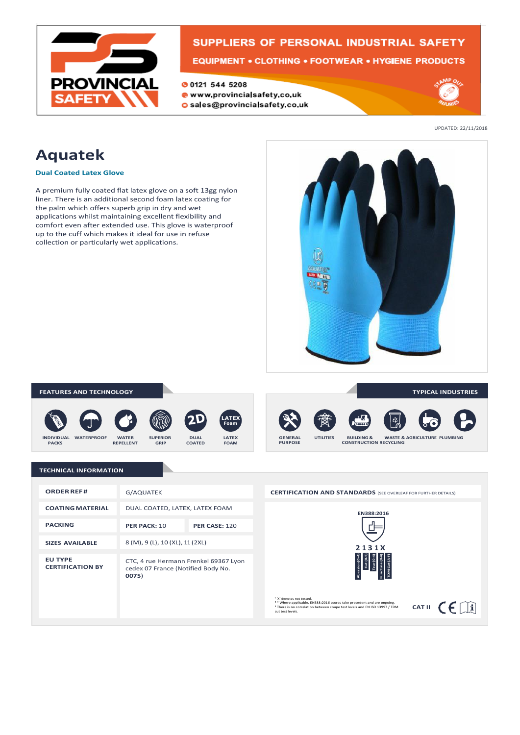PROVINCIAL SAFETY

SUPPLIERS OF PERSONAL INDUSTRIAL SAFETY

EQUIPMENT • CLOTHING • FOOTWEAR • HYGIENE PRODUCTS

0121 544 5208
www.provincialsafety.co.uk
sales@provincialsafety.co.uk

UPDATED: 22/11/2018

# Aquatek

**Dual Coated Latex Glove**

A premium fully coated flat latex glove on a soft 13gg nylon liner. There is an additional second foam latex coating for the palm which offers superb grip in dry and wet applications whilst maintaining excellent flexibility and comfort even after extended use. This glove is waterproof up to the cuff which makes it ideal for use in refuse collection or particularly wet applications.

## FEATURES AND TECHNOLOGY

- INDIVIDUAL PACKS
- WATERPROOF
- WATER REPELLENT
- SUPERIOR GRIP
- DUAL COATED
- LATEX FOAM

## TYPICAL INDUSTRIES

- GENERAL PURPOSE
- UTILITIES
- BUILDING & CONSTRUCTION
- WASTE & RECYCLING
- AGRICULTURE
- PLUMBING

## TECHNICAL INFORMATION

| | | |
|---|---|---|
| **ORDER REF #** | G/AQUATEK | |
| **COATING MATERIAL** | DUAL COATED, LATEX, LATEX FOAM | |
| **PACKING** | **PER PACK:** 10 | **PER CASE:** 120 |
| **SIZES AVAILABLE** | 8 (M), 9 (L), 10 (XL), 11 (2XL) | |
| **EU TYPE CERTIFICATION BY** | CTC, 4 rue Hermann Frenkel 69367 Lyon cedex 07 France (Notified Body No. **0075**) | |

**CERTIFICATION AND STANDARDS** (SEE OVERLEAF FOR FURTHER DETAILS)

EN388:2016

2 1 3 1 X

Abrasion (0-4) | Cut (0-5) | Tear (0-4) | Puncture (0-4) | TDM Cut (A-F)

[1] 'X' denotes not tested.
[2] * Where applicable, EN388:2016 scores take precedent and are ongoing.
[3] There is no correlation between coupe test levels and EN ISO 13997 / TDM cut test levels.

CAT II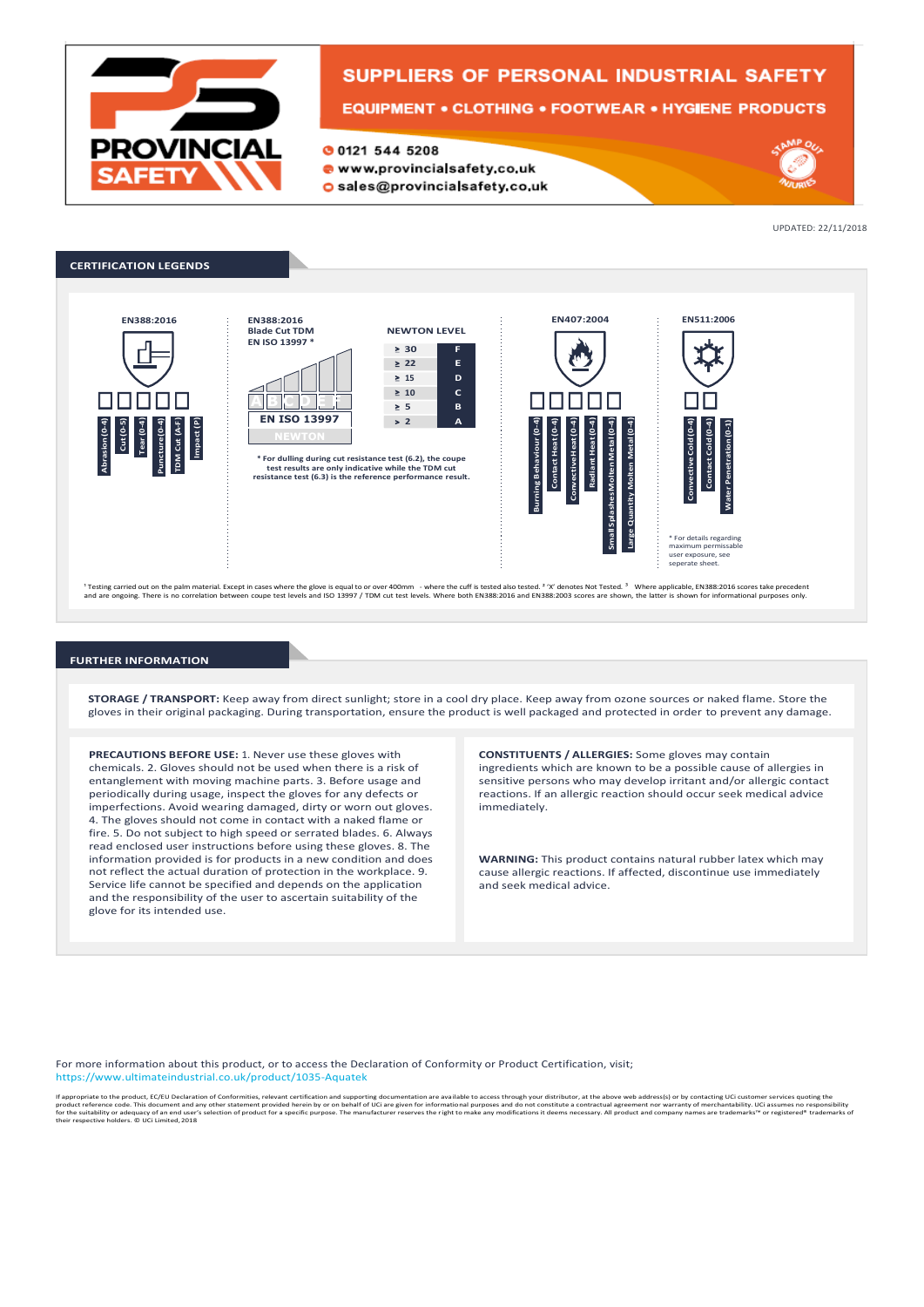SUPPLIERS OF PERSONAL INDUSTRIAL SAFETY

EQUIPMENT • CLOTHING • FOOTWEAR • HYGIENE PRODUCTS

0121 544 5208
www.provincialsafety.co.uk
sales@provincialsafety.co.uk

UPDATED: 22/11/2018

## CERTIFICATION LEGENDS

EN388:2016

Abrasion (0-4)
Cut (0-5)
Tear (0-4)
Puncture (0-4)
TDM Cut (A-F)
Impact (P)

EN388:2016
Blade Cut TDM
EN ISO 13997 *

A B C D E F

EN ISO 13997

NEWTON

NEWTON LEVEL

| | |
|---|---|
| ≥ 30 | F |
| ≥ 22 | E |
| ≥ 15 | D |
| ≥ 10 | C |
| ≥ 5 | B |
| ≥ 2 | A |

* For dulling during cut resistance test (6.2), the coupe test results are only indicative while the TDM cut resistance test (6.3) is the reference performance result.

EN407:2004

Burning Behaviour (0-4)
Contact Heat (0-4)
Convective Heat (0-4)
Radiant Heat (0-4)
Small Splashes Molten Metal (0-4)
Large Quantity Molten Metal (0-4)

EN511:2006

Convective Cold (0-4)
Contact Cold (0-4)
Water Penetration (0-1)

* For details regarding maximum permissable user exposure, see seperate sheet.

[1] Testing carried out on the palm material. Except in cases where the glove is equal to or over 400mm - where the cuff is tested also tested. [2] 'X' denotes Not Tested. [3] Where applicable, EN388:2016 scores take precedent and are ongoing. There is no correlation between coupe test levels and ISO 13997 / TDM cut test levels. Where both EN388:2016 and EN388:2003 scores are shown, the latter is shown for informational purposes only.

## FURTHER INFORMATION

**STORAGE / TRANSPORT:** Keep away from direct sunlight; store in a cool dry place. Keep away from ozone sources or naked flame. Store the gloves in their original packaging. During transportation, ensure the product is well packaged and protected in order to prevent any damage.

**PRECAUTIONS BEFORE USE:** 1. Never use these gloves with chemicals. 2. Gloves should not be used when there is a risk of entanglement with moving machine parts. 3. Before usage and periodically during usage, inspect the gloves for any defects or imperfections. Avoid wearing damaged, dirty or worn out gloves. 4. The gloves should not come in contact with a naked flame or fire. 5. Do not subject to high speed or serrated blades. 6. Always read enclosed user instructions before using these gloves. 7. The information provided is for products in a new condition and does not reflect the actual duration of protection in the workplace. 8. Service life cannot be specified and depends on the application and the responsibility of the user to ascertain suitability of the glove for its intended use.

**CONSTITUENTS / ALLERGIES:** Some gloves may contain ingredients which are known to be a possible cause of allergies in sensitive persons who may develop irritant and/or allergic contact reactions. If an allergic reaction should occur seek medical advice immediately.

**WARNING:** This product contains natural rubber latex which may cause allergic reactions. If affected, discontinue use immediately and seek medical advice.

For more information about this product, or to access the Declaration of Conformity or Product Certification, visit;
https://www.ultimateindustrial.co.uk/product/1035-Aquatek

If appropriate to the product, EC/EU Declaration of Conformities, relevant certification and supporting documentation are available to access through your distributor, at the above web address(s) or by contacting UCi customer services quoting the product reference code. This document and any other statement provided herein by or on behalf of UCi are given for information purposes and do not constitute a contractual agreement nor warranty of merchantability. UCi assumes no responsibility for the suitability or adequacy of an end user's selection of product for a specific purpose. The manufacturer reserves the right to make any modifications it deems necessary. All product and company names are trademarks™ or registered® trademarks of their respective holders. © UCi Limited, 2018